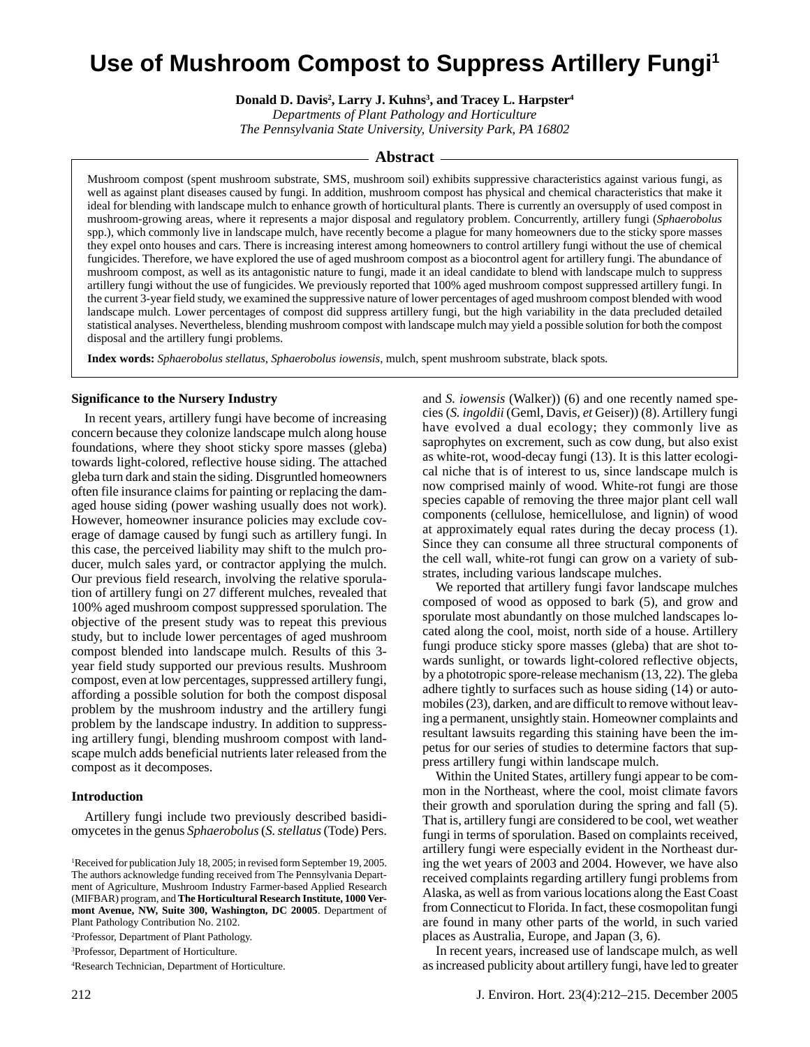# Use of Mushroom Compost to Suppress Artillery Fungi[1]

**Donald D. Davis[2], Larry J. Kuhns[3], and Tracey L. Harpster[4]**

*Departments of Plant Pathology and Horticulture*
*The Pennsylvania State University, University Park, PA 16802*

## Abstract

Mushroom compost (spent mushroom substrate, SMS, mushroom soil) exhibits suppressive characteristics against various fungi, as well as against plant diseases caused by fungi. In addition, mushroom compost has physical and chemical characteristics that make it ideal for blending with landscape mulch to enhance growth of horticultural plants. There is currently an oversupply of used compost in mushroom-growing areas, where it represents a major disposal and regulatory problem. Concurrently, artillery fungi (*Sphaerobolus* spp.), which commonly live in landscape mulch, have recently become a plague for many homeowners due to the sticky spore masses they expel onto houses and cars. There is increasing interest among homeowners to control artillery fungi without the use of chemical fungicides. Therefore, we have explored the use of aged mushroom compost as a biocontrol agent for artillery fungi. The abundance of mushroom compost, as well as its antagonistic nature to fungi, made it an ideal candidate to blend with landscape mulch to suppress artillery fungi without the use of fungicides. We previously reported that 100% aged mushroom compost suppressed artillery fungi. In the current 3-year field study, we examined the suppressive nature of lower percentages of aged mushroom compost blended with wood landscape mulch. Lower percentages of compost did suppress artillery fungi, but the high variability in the data precluded detailed statistical analyses. Nevertheless, blending mushroom compost with landscape mulch may yield a possible solution for both the compost disposal and the artillery fungi problems.

**Index words:** *Sphaerobolus stellatus*, *Sphaerobolus iowensis*, mulch, spent mushroom substrate, black spots.

### Significance to the Nursery Industry

In recent years, artillery fungi have become of increasing concern because they colonize landscape mulch along house foundations, where they shoot sticky spore masses (gleba) towards light-colored, reflective house siding. The attached gleba turn dark and stain the siding. Disgruntled homeowners often file insurance claims for painting or replacing the damaged house siding (power washing usually does not work). However, homeowner insurance policies may exclude coverage of damage caused by fungi such as artillery fungi. In this case, the perceived liability may shift to the mulch producer, mulch sales yard, or contractor applying the mulch. Our previous field research, involving the relative sporulation of artillery fungi on 27 different mulches, revealed that 100% aged mushroom compost suppressed sporulation. The objective of the present study was to repeat this previous study, but to include lower percentages of aged mushroom compost blended into landscape mulch. Results of this 3-year field study supported our previous results. Mushroom compost, even at low percentages, suppressed artillery fungi, affording a possible solution for both the compost disposal problem by the mushroom industry and the artillery fungi problem by the landscape industry. In addition to suppressing artillery fungi, blending mushroom compost with landscape mulch adds beneficial nutrients later released from the compost as it decomposes.

### Introduction

Artillery fungi include two previously described basidiomycetes in the genus *Sphaerobolus* (*S. stellatus* (Tode) Pers. and *S. iowensis* (Walker)) (6) and one recently named species (*S. ingoldii* (Geml, Davis, *et* Geiser)) (8). Artillery fungi have evolved a dual ecology; they commonly live as saprophytes on excrement, such as cow dung, but also exist as white-rot, wood-decay fungi (13). It is this latter ecological niche that is of interest to us, since landscape mulch is now comprised mainly of wood. White-rot fungi are those species capable of removing the three major plant cell wall components (cellulose, hemicellulose, and lignin) of wood at approximately equal rates during the decay process (1). Since they can consume all three structural components of the cell wall, white-rot fungi can grow on a variety of substrates, including various landscape mulches.

We reported that artillery fungi favor landscape mulches composed of wood as opposed to bark (5), and grow and sporulate most abundantly on those mulched landscapes located along the cool, moist, north side of a house. Artillery fungi produce sticky spore masses (gleba) that are shot towards sunlight, or towards light-colored reflective objects, by a phototropic spore-release mechanism (13, 22). The gleba adhere tightly to surfaces such as house siding (14) or automobiles (23), darken, and are difficult to remove without leaving a permanent, unsightly stain. Homeowner complaints and resultant lawsuits regarding this staining have been the impetus for our series of studies to determine factors that suppress artillery fungi within landscape mulch.

Within the United States, artillery fungi appear to be common in the Northeast, where the cool, moist climate favors their growth and sporulation during the spring and fall (5). That is, artillery fungi are considered to be cool, wet weather fungi in terms of sporulation. Based on complaints received, artillery fungi were especially evident in the Northeast during the wet years of 2003 and 2004. However, we have also received complaints regarding artillery fungi problems from Alaska, as well as from various locations along the East Coast from Connecticut to Florida. In fact, these cosmopolitan fungi are found in many other parts of the world, in such varied places as Australia, Europe, and Japan (3, 6).

In recent years, increased use of landscape mulch, as well as increased publicity about artillery fungi, have led to greater

---

[1]Received for publication July 18, 2005; in revised form September 19, 2005. The authors acknowledge funding received from The Pennsylvania Department of Agriculture, Mushroom Industry Farmer-based Applied Research (MIFBAR) program, and **The Horticultural Research Institute, 1000 Vermont Avenue, NW, Suite 300, Washington, DC 20005**. Department of Plant Pathology Contribution No. 2102.

[2]Professor, Department of Plant Pathology.

[3]Professor, Department of Horticulture.

[4]Research Technician, Department of Horticulture.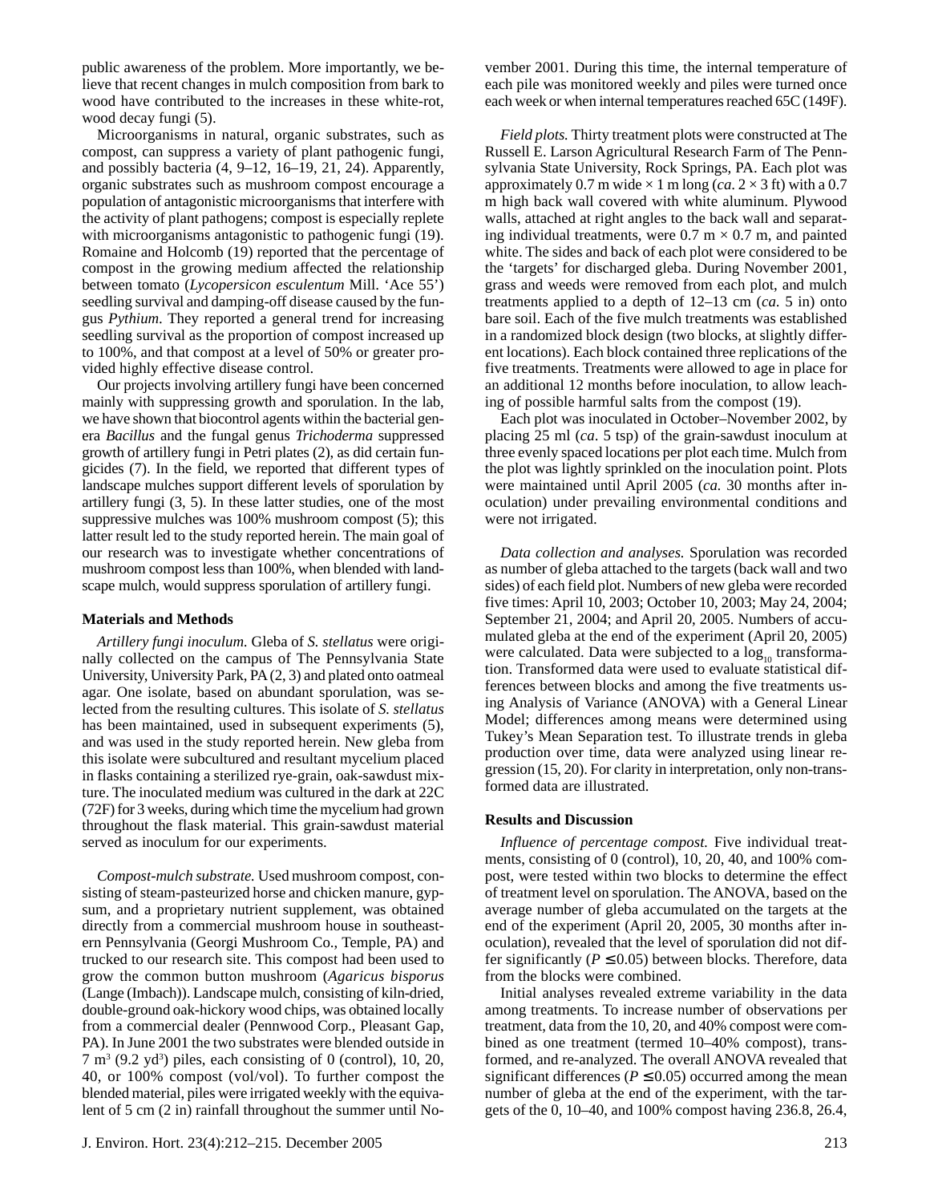public awareness of the problem. More importantly, we believe that recent changes in mulch composition from bark to wood have contributed to the increases in these white-rot, wood decay fungi (5).

Microorganisms in natural, organic substrates, such as compost, can suppress a variety of plant pathogenic fungi, and possibly bacteria (4, 9–12, 16–19, 21, 24). Apparently, organic substrates such as mushroom compost encourage a population of antagonistic microorganisms that interfere with the activity of plant pathogens; compost is especially replete with microorganisms antagonistic to pathogenic fungi (19). Romaine and Holcomb (19) reported that the percentage of compost in the growing medium affected the relationship between tomato (*Lycopersicon esculentum* Mill. 'Ace 55') seedling survival and damping-off disease caused by the fungus *Pythium*. They reported a general trend for increasing seedling survival as the proportion of compost increased up to 100%, and that compost at a level of 50% or greater provided highly effective disease control.

Our projects involving artillery fungi have been concerned mainly with suppressing growth and sporulation. In the lab, we have shown that biocontrol agents within the bacterial genera *Bacillus* and the fungal genus *Trichoderma* suppressed growth of artillery fungi in Petri plates (2), as did certain fungicides (7). In the field, we reported that different types of landscape mulches support different levels of sporulation by artillery fungi (3, 5). In these latter studies, one of the most suppressive mulches was 100% mushroom compost (5); this latter result led to the study reported herein. The main goal of our research was to investigate whether concentrations of mushroom compost less than 100%, when blended with landscape mulch, would suppress sporulation of artillery fungi.

## Materials and Methods

*Artillery fungi inoculum.* Gleba of *S. stellatus* were originally collected on the campus of The Pennsylvania State University, University Park, PA (2, 3) and plated onto oatmeal agar. One isolate, based on abundant sporulation, was selected from the resulting cultures. This isolate of *S. stellatus* has been maintained, used in subsequent experiments (5), and was used in the study reported herein. New gleba from this isolate were subcultured and resultant mycelium placed in flasks containing a sterilized rye-grain, oak-sawdust mixture. The inoculated medium was cultured in the dark at 22C (72F) for 3 weeks, during which time the mycelium had grown throughout the flask material. This grain-sawdust material served as inoculum for our experiments.

*Compost-mulch substrate.* Used mushroom compost, consisting of steam-pasteurized horse and chicken manure, gypsum, and a proprietary nutrient supplement, was obtained directly from a commercial mushroom house in southeastern Pennsylvania (Georgi Mushroom Co., Temple, PA) and trucked to our research site. This compost had been used to grow the common button mushroom (*Agaricus bisporus* (Lange (Imbach)). Landscape mulch, consisting of kiln-dried, double-ground oak-hickory wood chips, was obtained locally from a commercial dealer (Pennwood Corp., Pleasant Gap, PA). In June 2001 the two substrates were blended outside in 7 $m^3$ (9.2 $yd^3$) piles, each consisting of 0 (control), 10, 20, 40, or 100% compost (vol/vol). To further compost the blended material, piles were irrigated weekly with the equivalent of 5 cm (2 in) rainfall throughout the summer until November 2001. During this time, the internal temperature of each pile was monitored weekly and piles were turned once each week or when internal temperatures reached 65C (149F).

*Field plots.* Thirty treatment plots were constructed at The Russell E. Larson Agricultural Research Farm of The Pennsylvania State University, Rock Springs, PA. Each plot was approximately 0.7 m wide × 1 m long (*ca.* 2 × 3 ft) with a 0.7 m high back wall covered with white aluminum. Plywood walls, attached at right angles to the back wall and separating individual treatments, were 0.7 m × 0.7 m, and painted white. The sides and back of each plot were considered to be the 'targets' for discharged gleba. During November 2001, grass and weeds were removed from each plot, and mulch treatments applied to a depth of 12–13 cm (*ca.* 5 in) onto bare soil. Each of the five mulch treatments was established in a randomized block design (two blocks, at slightly different locations). Each block contained three replications of the five treatments. Treatments were allowed to age in place for an additional 12 months before inoculation, to allow leaching of possible harmful salts from the compost (19).

Each plot was inoculated in October–November 2002, by placing 25 ml (*ca.* 5 tsp) of the grain-sawdust inoculum at three evenly spaced locations per plot each time. Mulch from the plot was lightly sprinkled on the inoculation point. Plots were maintained until April 2005 (*ca.* 30 months after inoculation) under prevailing environmental conditions and were not irrigated.

*Data collection and analyses.* Sporulation was recorded as number of gleba attached to the targets (back wall and two sides) of each field plot. Numbers of new gleba were recorded five times: April 10, 2003; October 10, 2003; May 24, 2004; September 21, 2004; and April 20, 2005. Numbers of accumulated gleba at the end of the experiment (April 20, 2005) were calculated. Data were subjected to a $\log_{10}$ transformation. Transformed data were used to evaluate statistical differences between blocks and among the five treatments using Analysis of Variance (ANOVA) with a General Linear Model; differences among means were determined using Tukey's Mean Separation test. To illustrate trends in gleba production over time, data were analyzed using linear regression (15, 20). For clarity in interpretation, only non-transformed data are illustrated.

## Results and Discussion

*Influence of percentage compost.* Five individual treatments, consisting of 0 (control), 10, 20, 40, and 100% compost, were tested within two blocks to determine the effect of treatment level on sporulation. The ANOVA, based on the average number of gleba accumulated on the targets at the end of the experiment (April 20, 2005, 30 months after inoculation), revealed that the level of sporulation did not differ significantly ($P \leq 0.05$) between blocks. Therefore, data from the blocks were combined.

Initial analyses revealed extreme variability in the data among treatments. To increase number of observations per treatment, data from the 10, 20, and 40% compost were combined as one treatment (termed 10–40% compost), transformed, and re-analyzed. The overall ANOVA revealed that significant differences ($P \leq 0.05$) occurred among the mean number of gleba at the end of the experiment, with the targets of the 0, 10–40, and 100% compost having 236.8, 26.4,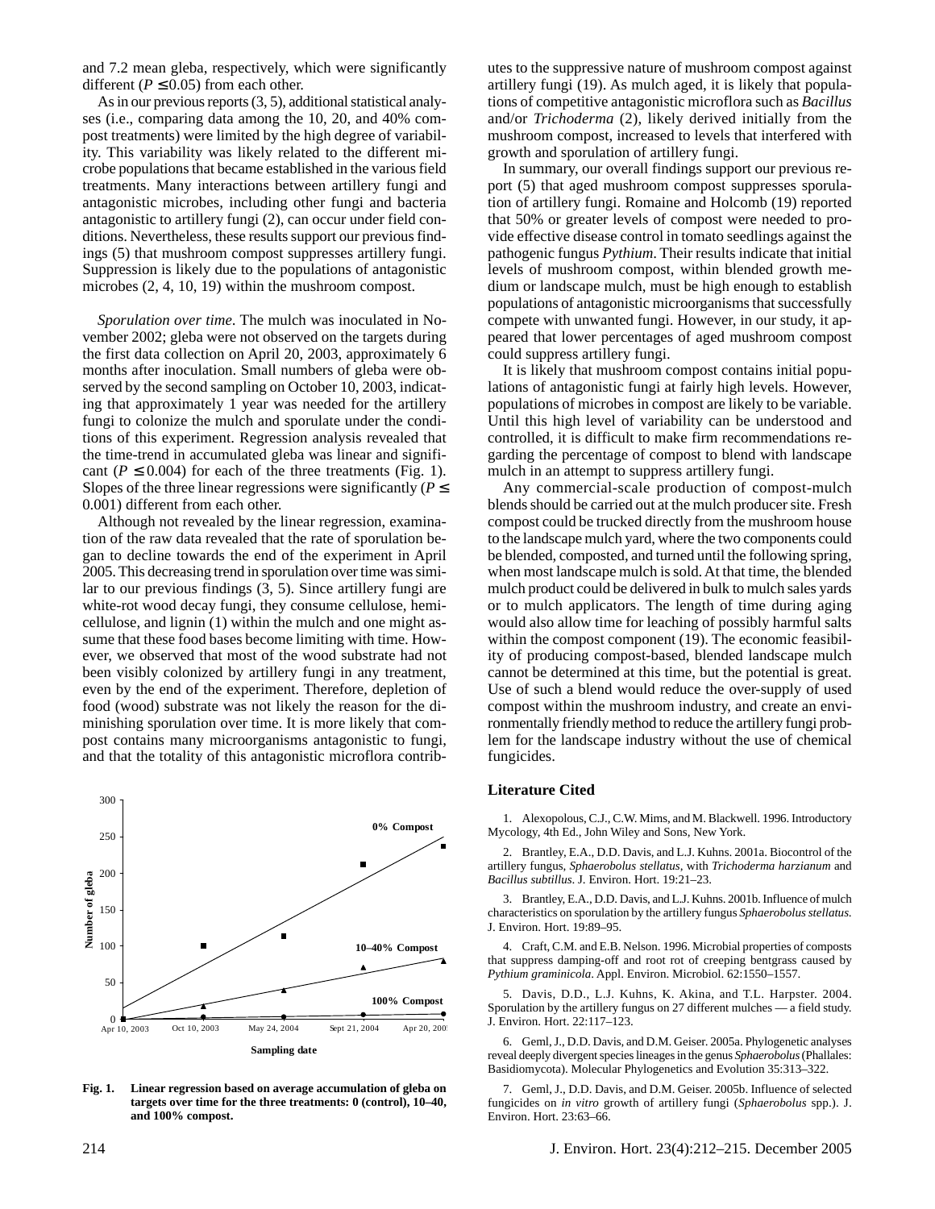and 7.2 mean gleba, respectively, which were significantly different ($P \leq 0.05$) from each other.

As in our previous reports (3, 5), additional statistical analyses (i.e., comparing data among the 10, 20, and 40% compost treatments) were limited by the high degree of variability. This variability was likely related to the different microbe populations that became established in the various field treatments. Many interactions between artillery fungi and antagonistic microbes, including other fungi and bacteria antagonistic to artillery fungi (2), can occur under field conditions. Nevertheless, these results support our previous findings (5) that mushroom compost suppresses artillery fungi. Suppression is likely due to the populations of antagonistic microbes (2, 4, 10, 19) within the mushroom compost.

*Sporulation over time*. The mulch was inoculated in November 2002; gleba were not observed on the targets during the first data collection on April 20, 2003, approximately 6 months after inoculation. Small numbers of gleba were observed by the second sampling on October 10, 2003, indicating that approximately 1 year was needed for the artillery fungi to colonize the mulch and sporulate under the conditions of this experiment. Regression analysis revealed that the time-trend in accumulated gleba was linear and significant ($P \leq 0.004$) for each of the three treatments (Fig. 1). Slopes of the three linear regressions were significantly ($P \leq 0.001$) different from each other.

Although not revealed by the linear regression, examination of the raw data revealed that the rate of sporulation began to decline towards the end of the experiment in April 2005. This decreasing trend in sporulation over time was similar to our previous findings (3, 5). Since artillery fungi are white-rot wood decay fungi, they consume cellulose, hemicellulose, and lignin (1) within the mulch and one might assume that these food bases become limiting with time. However, we observed that most of the wood substrate had not been visibly colonized by artillery fungi in any treatment, even by the end of the experiment. Therefore, depletion of food (wood) substrate was not likely the reason for the diminishing sporulation over time. It is more likely that compost contains many microorganisms antagonistic to fungi, and that the totality of this antagonistic microflora contributes to the suppressive nature of mushroom compost against artillery fungi (19). As mulch aged, it is likely that populations of competitive antagonistic microflora such as *Bacillus* and/or *Trichoderma* (2), likely derived initially from the mushroom compost, increased to levels that interfered with growth and sporulation of artillery fungi.

**Fig. 1. Linear regression based on average accumulation of gleba on targets over time for the three treatments: 0 (control), 10–40, and 100% compost.**

In summary, our overall findings support our previous report (5) that aged mushroom compost suppresses sporulation of artillery fungi. Romaine and Holcomb (19) reported that 50% or greater levels of compost were needed to provide effective disease control in tomato seedlings against the pathogenic fungus *Pythium*. Their results indicate that initial levels of mushroom compost, within blended growth medium or landscape mulch, must be high enough to establish populations of antagonistic microorganisms that successfully compete with unwanted fungi. However, in our study, it appeared that lower percentages of aged mushroom compost could suppress artillery fungi.

It is likely that mushroom compost contains initial populations of antagonistic fungi at fairly high levels. However, populations of microbes in compost are likely to be variable. Until this high level of variability can be understood and controlled, it is difficult to make firm recommendations regarding the percentage of compost to blend with landscape mulch in an attempt to suppress artillery fungi.

Any commercial-scale production of compost-mulch blends should be carried out at the mulch producer site. Fresh compost could be trucked directly from the mushroom house to the landscape mulch yard, where the two components could be blended, composted, and turned until the following spring, when most landscape mulch is sold. At that time, the blended mulch product could be delivered in bulk to mulch sales yards or to mulch applicators. The length of time during aging would also allow time for leaching of possibly harmful salts within the compost component (19). The economic feasibility of producing compost-based, blended landscape mulch cannot be determined at this time, but the potential is great. Use of such a blend would reduce the over-supply of used compost within the mushroom industry, and create an environmentally friendly method to reduce the artillery fungi problem for the landscape industry without the use of chemical fungicides.

## Literature Cited

1. Alexopolous, C.J., C.W. Mims, and M. Blackwell. 1996. Introductory Mycology, 4th Ed., John Wiley and Sons, New York.

2. Brantley, E.A., D.D. Davis, and L.J. Kuhns. 2001a. Biocontrol of the artillery fungus, *Sphaerobolus stellatus*, with *Trichoderma harzianum* and *Bacillus subtillus*. J. Environ. Hort. 19:21–23.

3. Brantley, E.A., D.D. Davis, and L.J. Kuhns. 2001b. Influence of mulch characteristics on sporulation by the artillery fungus *Sphaerobolus stellatus*. J. Environ. Hort. 19:89–95.

4. Craft, C.M. and E.B. Nelson. 1996. Microbial properties of composts that suppress damping-off and root rot of creeping bentgrass caused by *Pythium graminicola*. Appl. Environ. Microbiol. 62:1550–1557.

5. Davis, D.D., L.J. Kuhns, K. Akina, and T.L. Harpster. 2004. Sporulation by the artillery fungus on 27 different mulches — a field study. J. Environ. Hort. 22:117–123.

6. Geml, J., D.D. Davis, and D.M. Geiser. 2005a. Phylogenetic analyses reveal deeply divergent species lineages in the genus *Sphaerobolus* (Phallales: Basidiomycota). Molecular Phylogenetics and Evolution 35:313–322.

7. Geml, J., D.D. Davis, and D.M. Geiser. 2005b. Influence of selected fungicides on *in vitro* growth of artillery fungi (*Sphaerobolus* spp.). J. Environ. Hort. 23:63–66.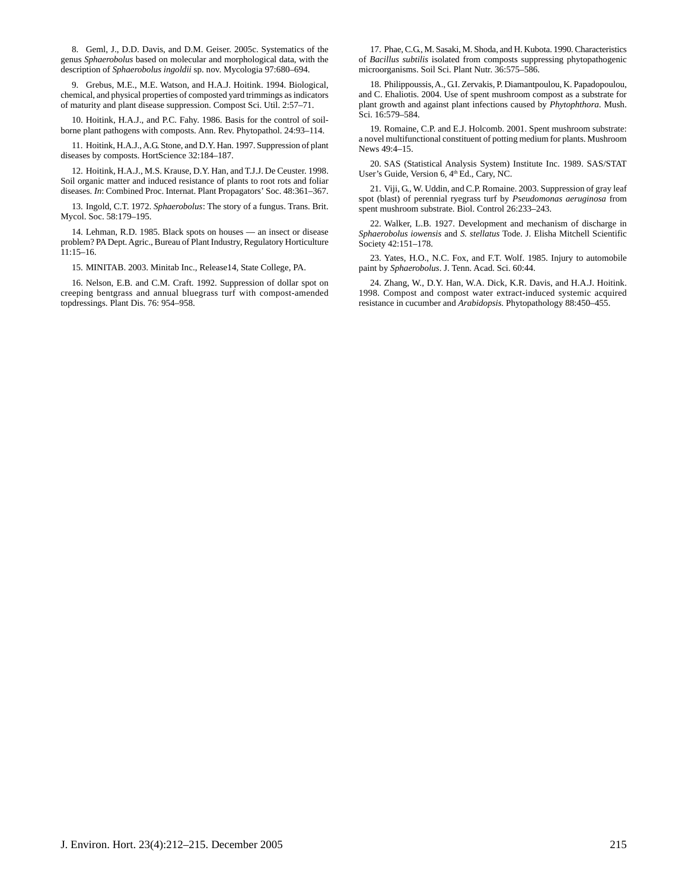8. Geml, J., D.D. Davis, and D.M. Geiser. 2005c. Systematics of the genus *Sphaerobolus* based on molecular and morphological data, with the description of *Sphaerobolus ingoldii* sp. nov. Mycologia 97:680–694.

9. Grebus, M.E., M.E. Watson, and H.A.J. Hoitink. 1994. Biological, chemical, and physical properties of composted yard trimmings as indicators of maturity and plant disease suppression. Compost Sci. Util. 2:57–71.

10. Hoitink, H.A.J., and P.C. Fahy. 1986. Basis for the control of soil-borne plant pathogens with composts. Ann. Rev. Phytopathol. 24:93–114.

11. Hoitink, H.A.J., A.G. Stone, and D.Y. Han. 1997. Suppression of plant diseases by composts. HortScience 32:184–187.

12. Hoitink, H.A.J., M.S. Krause, D.Y. Han, and T.J.J. De Ceuster. 1998. Soil organic matter and induced resistance of plants to root rots and foliar diseases. *In*: Combined Proc. Internat. Plant Propagators' Soc. 48:361–367.

13. Ingold, C.T. 1972. *Sphaerobolus*: The story of a fungus. Trans. Brit. Mycol. Soc. 58:179–195.

14. Lehman, R.D. 1985. Black spots on houses — an insect or disease problem? PA Dept. Agric., Bureau of Plant Industry, Regulatory Horticulture 11:15–16.

15. MINITAB. 2003. Minitab Inc., Release14, State College, PA.

16. Nelson, E.B. and C.M. Craft. 1992. Suppression of dollar spot on creeping bentgrass and annual bluegrass turf with compost-amended topdressings. Plant Dis. 76: 954–958.

17. Phae, C.G., M. Sasaki, M. Shoda, and H. Kubota. 1990. Characteristics of *Bacillus subtilis* isolated from composts suppressing phytopathogenic microorganisms. Soil Sci. Plant Nutr. 36:575–586.

18. Philippoussis, A., G.I. Zervakis, P. Diamantpoulou, K. Papadopoulou, and C. Ehaliotis. 2004. Use of spent mushroom compost as a substrate for plant growth and against plant infections caused by *Phytophthora*. Mush. Sci. 16:579–584.

19. Romaine, C.P. and E.J. Holcomb. 2001. Spent mushroom substrate: a novel multifunctional constituent of potting medium for plants. Mushroom News 49:4–15.

20. SAS (Statistical Analysis System) Institute Inc. 1989. SAS/STAT User's Guide, Version 6, 4th Ed., Cary, NC.

21. Viji, G., W. Uddin, and C.P. Romaine. 2003. Suppression of gray leaf spot (blast) of perennial ryegrass turf by *Pseudomonas aeruginosa* from spent mushroom substrate. Biol. Control 26:233–243.

22. Walker, L.B. 1927. Development and mechanism of discharge in *Sphaerobolus iowensis* and *S. stellatus* Tode. J. Elisha Mitchell Scientific Society 42:151–178.

23. Yates, H.O., N.C. Fox, and F.T. Wolf. 1985. Injury to automobile paint by *Sphaerobolus*. J. Tenn. Acad. Sci. 60:44.

24. Zhang, W., D.Y. Han, W.A. Dick, K.R. Davis, and H.A.J. Hoitink. 1998. Compost and compost water extract-induced systemic acquired resistance in cucumber and *Arabidopsis*. Phytopathology 88:450–455.